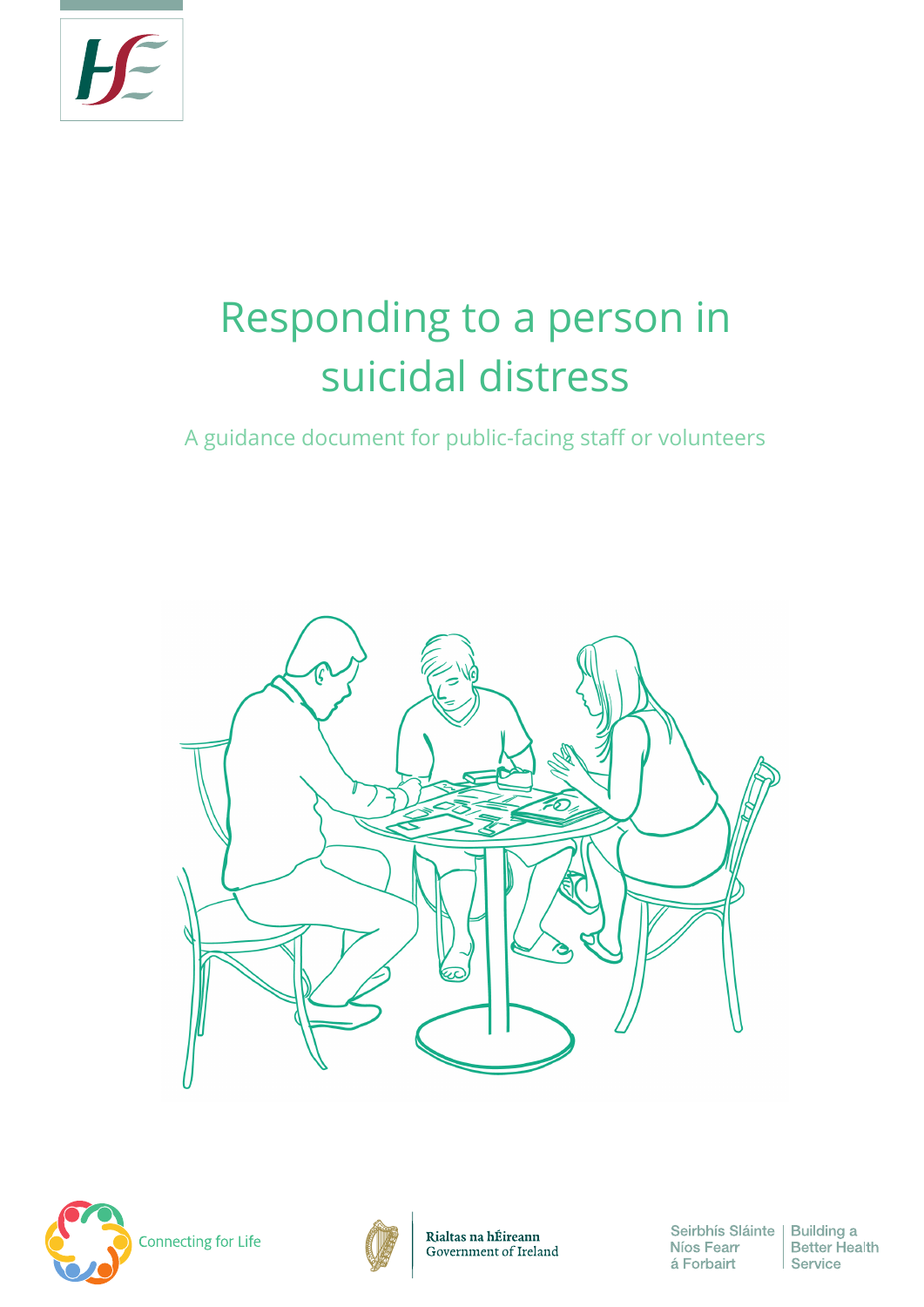# Responding to a person in suicidal distress

A guidance document for public-facing staff or volunteers

Connecting for Life

Rialtas na hÉireann
Government of Ireland

Seirbhís Sláinte Níos Fearr á Forbairt | Building a Better Health Service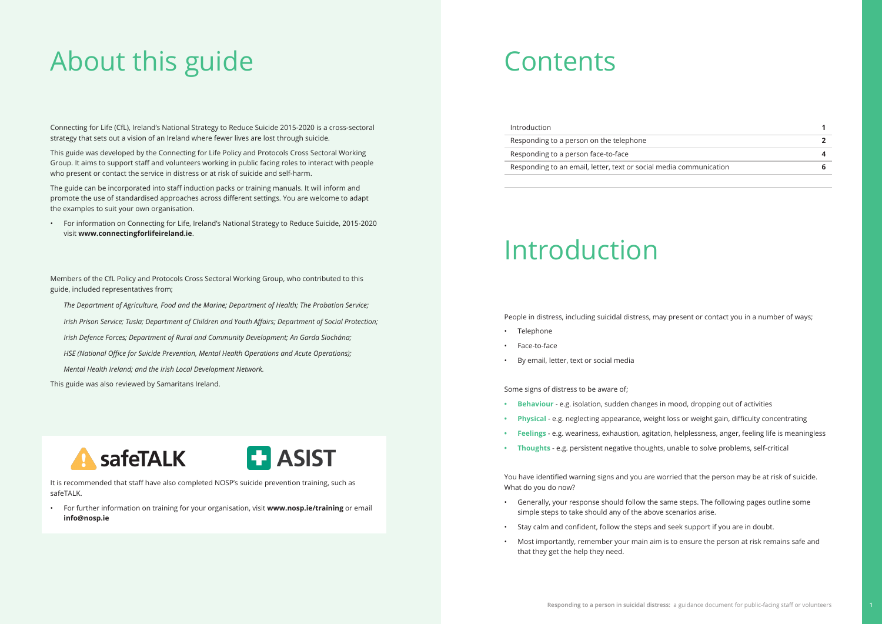# About this guide

Connecting for Life (CfL), Ireland's National Strategy to Reduce Suicide 2015-2020 is a cross-sectoral strategy that sets out a vision of an Ireland where fewer lives are lost through suicide.

This guide was developed by the Connecting for Life Policy and Protocols Cross Sectoral Working Group. It aims to support staff and volunteers working in public facing roles to interact with people who present or contact the service in distress or at risk of suicide and self-harm.

The guide can be incorporated into staff induction packs or training manuals. It will inform and promote the use of standardised approaches across different settings. You are welcome to adapt the examples to suit your own organisation.

- For information on Connecting for Life, Ireland's National Strategy to Reduce Suicide, 2015-2020 visit **www.connectingforlifeireland.ie**.

Members of the CfL Policy and Protocols Cross Sectoral Working Group, who contributed to this guide, included representatives from;

*The Department of Agriculture, Food and the Marine; Department of Health; The Probation Service;*

*Irish Prison Service; Tusla; Department of Children and Youth Affairs; Department of Social Protection;*

*Irish Defence Forces; Department of Rural and Community Development; An Garda Síochána;*

*HSE (National Office for Suicide Prevention, Mental Health Operations and Acute Operations);*

*Mental Health Ireland; and the Irish Local Development Network.*

This guide was also reviewed by Samaritans Ireland.

safeTALK ASIST

It is recommended that staff have also completed NOSP's suicide prevention training, such as safeTALK.

- For further information on training for your organisation, visit **www.nosp.ie/training** or email **info@nosp.ie**

# Contents

| | |
|---|---|
| Introduction | **1** |
| Responding to a person on the telephone | **2** |
| Responding to a person face-to-face | **4** |
| Responding to an email, letter, text or social media communication | **6** |

# Introduction

People in distress, including suicidal distress, may present or contact you in a number of ways;

- Telephone
- Face-to-face
- By email, letter, text or social media

Some signs of distress to be aware of;

- **Behaviour** - e.g. isolation, sudden changes in mood, dropping out of activities
- **Physical** - e.g. neglecting appearance, weight loss or weight gain, difficulty concentrating
- **Feelings** - e.g. weariness, exhaustion, agitation, helplessness, anger, feeling life is meaningless
- **Thoughts** - e.g. persistent negative thoughts, unable to solve problems, self-critical

You have identified warning signs and you are worried that the person may be at risk of suicide. What do you do now?

- Generally, your response should follow the same steps. The following pages outline some simple steps to take should any of the above scenarios arise.
- Stay calm and confident, follow the steps and seek support if you are in doubt.
- Most importantly, remember your main aim is to ensure the person at risk remains safe and that they get the help they need.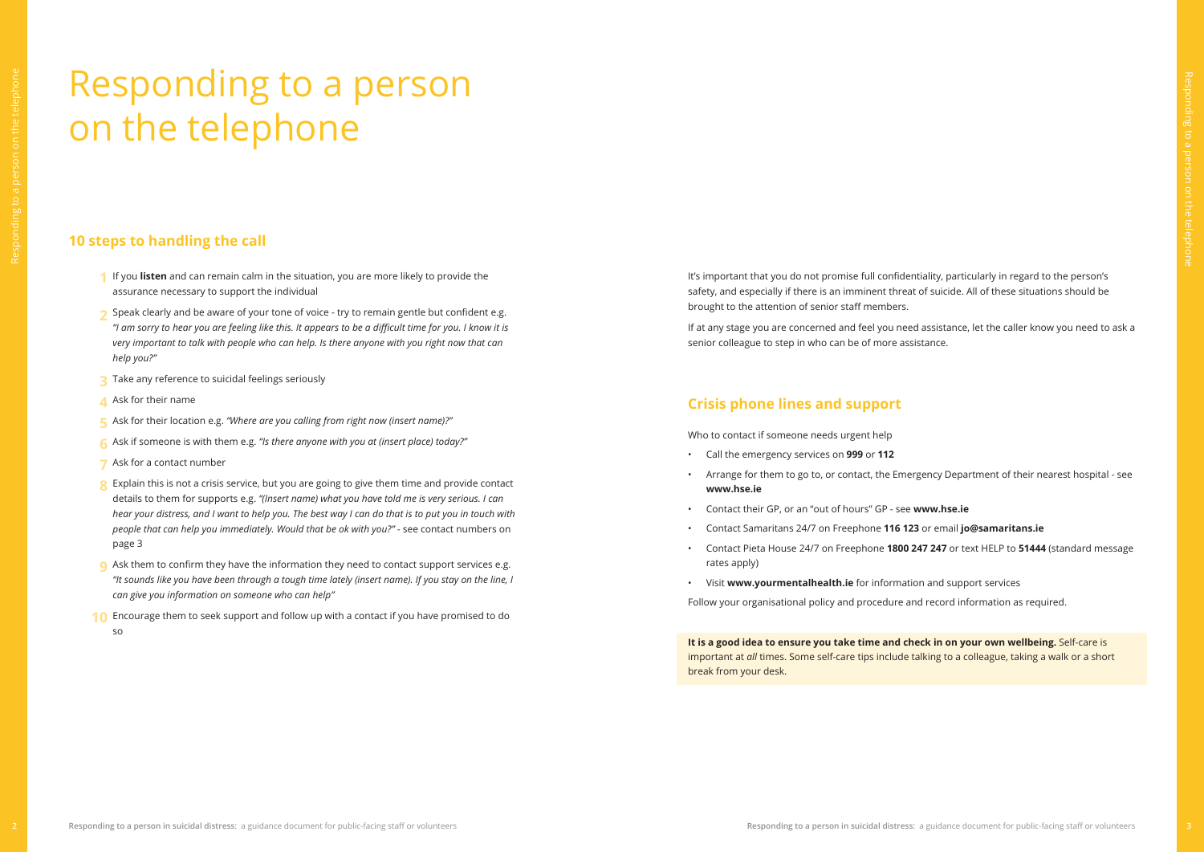# Responding to a person on the telephone

## 10 steps to handling the call

1. If you **listen** and can remain calm in the situation, you are more likely to provide the assurance necessary to support the individual
2. Speak clearly and be aware of your tone of voice - try to remain gentle but confident e.g. *"I am sorry to hear you are feeling like this. It appears to be a difficult time for you. I know it is very important to talk with people who can help. Is there anyone with you right now that can help you?"*
3. Take any reference to suicidal feelings seriously
4. Ask for their name
5. Ask for their location e.g. *"Where are you calling from right now (insert name)?"*
6. Ask if someone is with them e.g. *"Is there anyone with you at (insert place) today?"*
7. Ask for a contact number
8. Explain this is not a crisis service, but you are going to give them time and provide contact details to them for supports e.g. *"(Insert name) what you have told me is very serious. I can hear your distress, and I want to help you. The best way I can do that is to put you in touch with people that can help you immediately. Would that be ok with you?"* - see contact numbers on page 3
9. Ask them to confirm they have the information they need to contact support services e.g. *"It sounds like you have been through a tough time lately (insert name). If you stay on the line, I can give you information on someone who can help"*
10. Encourage them to seek support and follow up with a contact if you have promised to do so

It's important that you do not promise full confidentiality, particularly in regard to the person's safety, and especially if there is an imminent threat of suicide. All of these situations should be brought to the attention of senior staff members.

If at any stage you are concerned and feel you need assistance, let the caller know you need to ask a senior colleague to step in who can be of more assistance.

## Crisis phone lines and support

Who to contact if someone needs urgent help

- Call the emergency services on **999** or **112**
- Arrange for them to go to, or contact, the Emergency Department of their nearest hospital - see **www.hse.ie**
- Contact their GP, or an "out of hours" GP - see **www.hse.ie**
- Contact Samaritans 24/7 on Freephone **116 123** or email **jo@samaritans.ie**
- Contact Pieta House 24/7 on Freephone **1800 247 247** or text HELP to **51444** (standard message rates apply)
- Visit **www.yourmentalhealth.ie** for information and support services

Follow your organisational policy and procedure and record information as required.

**It is a good idea to ensure you take time and check in on your own wellbeing.** Self-care is important at *all* times. Some self-care tips include talking to a colleague, taking a walk or a short break from your desk.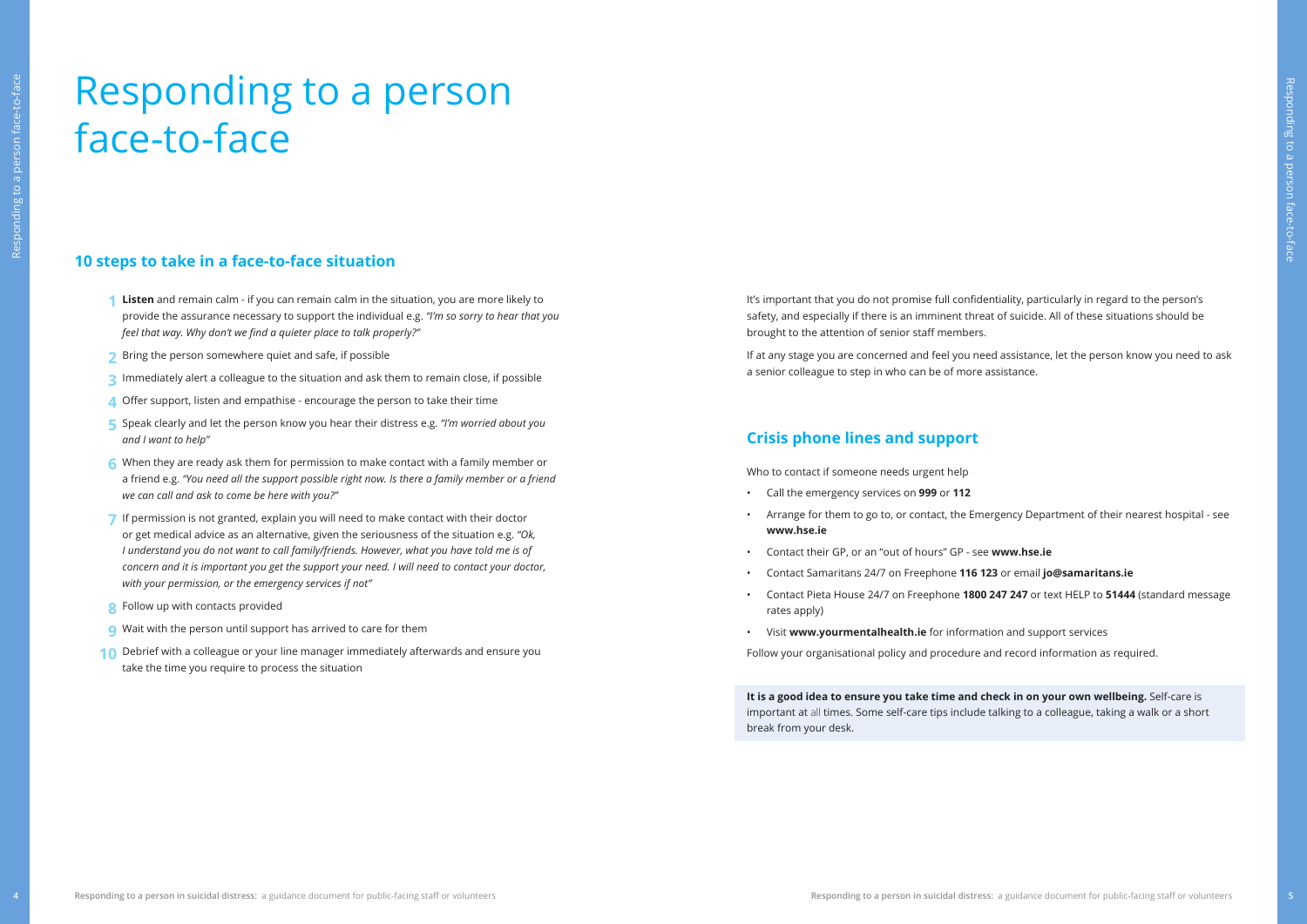# Responding to a person face-to-face

## 10 steps to take in a face-to-face situation

1. **Listen** and remain calm - if you can remain calm in the situation, you are more likely to provide the assurance necessary to support the individual e.g. *"I'm so sorry to hear that you feel that way. Why don't we find a quieter place to talk properly?"*
2. Bring the person somewhere quiet and safe, if possible
3. Immediately alert a colleague to the situation and ask them to remain close, if possible
4. Offer support, listen and empathise - encourage the person to take their time
5. Speak clearly and let the person know you hear their distress e.g. *"I'm worried about you and I want to help"*
6. When they are ready ask them for permission to make contact with a family member or a friend e.g. *"You need all the support possible right now. Is there a family member or a friend we can call and ask to come be here with you?"*
7. If permission is not granted, explain you will need to make contact with their doctor or get medical advice as an alternative, given the seriousness of the situation e.g. *"Ok, I understand you do not want to call family/friends. However, what you have told me is of concern and it is important you get the support your need. I will need to contact your doctor, with your permission, or the emergency services if not"*
8. Follow up with contacts provided
9. Wait with the person until support has arrived to care for them
10. Debrief with a colleague or your line manager immediately afterwards and ensure you take the time you require to process the situation

It's important that you do not promise full confidentiality, particularly in regard to the person's safety, and especially if there is an imminent threat of suicide. All of these situations should be brought to the attention of senior staff members.

If at any stage you are concerned and feel you need assistance, let the person know you need to ask a senior colleague to step in who can be of more assistance.

## Crisis phone lines and support

Who to contact if someone needs urgent help

- Call the emergency services on **999** or **112**
- Arrange for them to go to, or contact, the Emergency Department of their nearest hospital - see **www.hse.ie**
- Contact their GP, or an "out of hours" GP - see **www.hse.ie**
- Contact Samaritans 24/7 on Freephone **116 123** or email **jo@samaritans.ie**
- Contact Pieta House 24/7 on Freephone **1800 247 247** or text HELP to **51444** (standard message rates apply)
- Visit **www.yourmentalhealth.ie** for information and support services

Follow your organisational policy and procedure and record information as required.

**It is a good idea to ensure you take time and check in on your own wellbeing.** Self-care is important at all times. Some self-care tips include talking to a colleague, taking a walk or a short break from your desk.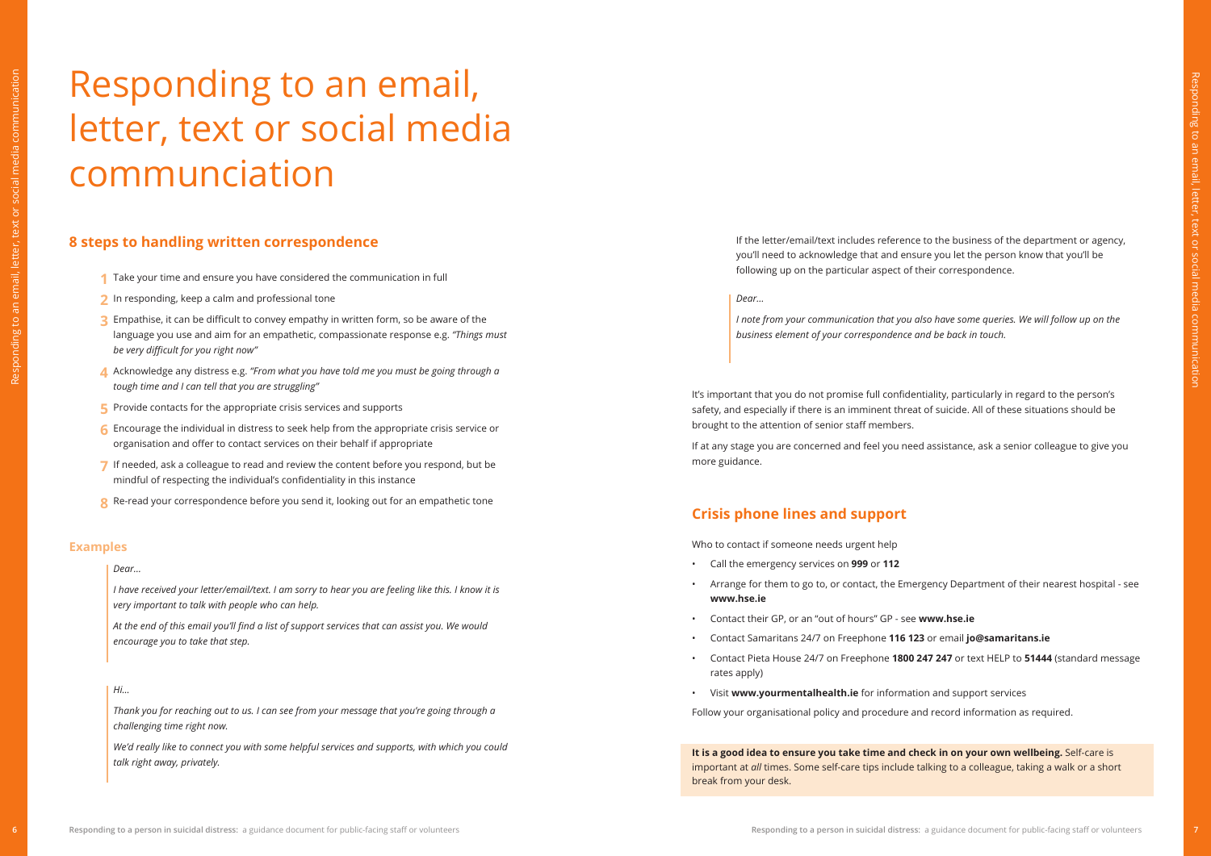# Responding to an email, letter, text or social media communciation

## 8 steps to handling written correspondence

1. Take your time and ensure you have considered the communication in full
2. In responding, keep a calm and professional tone
3. Empathise, it can be difficult to convey empathy in written form, so be aware of the language you use and aim for an empathetic, compassionate response e.g. *"Things must be very difficult for you right now"*
4. Acknowledge any distress e.g. *"From what you have told me you must be going through a tough time and I can tell that you are struggling"*
5. Provide contacts for the appropriate crisis services and supports
6. Encourage the individual in distress to seek help from the appropriate crisis service or organisation and offer to contact services on their behalf if appropriate
7. If needed, ask a colleague to read and review the content before you respond, but be mindful of respecting the individual's confidentiality in this instance
8. Re-read your correspondence before you send it, looking out for an empathetic tone

### Examples

> *Dear...*
>
> *I have received your letter/email/text. I am sorry to hear you are feeling like this. I know it is very important to talk with people who can help.*
>
> *At the end of this email you'll find a list of support services that can assist you. We would encourage you to take that step.*

> *Hi...*
>
> *Thank you for reaching out to us. I can see from your message that you're going through a challenging time right now.*
>
> *We'd really like to connect you with some helpful services and supports, with which you could talk right away, privately.*

If the letter/email/text includes reference to the business of the department or agency, you'll need to acknowledge that and ensure you let the person know that you'll be following up on the particular aspect of their correspondence.

> *Dear...*
>
> *I note from your communication that you also have some queries. We will follow up on the business element of your correspondence and be back in touch.*

It's important that you do not promise full confidentiality, particularly in regard to the person's safety, and especially if there is an imminent threat of suicide. All of these situations should be brought to the attention of senior staff members.

If at any stage you are concerned and feel you need assistance, ask a senior colleague to give you more guidance.

## Crisis phone lines and support

Who to contact if someone needs urgent help

- Call the emergency services on **999** or **112**
- Arrange for them to go to, or contact, the Emergency Department of their nearest hospital - see **www.hse.ie**
- Contact their GP, or an "out of hours" GP - see **www.hse.ie**
- Contact Samaritans 24/7 on Freephone **116 123** or email **jo@samaritans.ie**
- Contact Pieta House 24/7 on Freephone **1800 247 247** or text HELP to **51444** (standard message rates apply)
- Visit **www.yourmentalhealth.ie** for information and support services

Follow your organisational policy and procedure and record information as required.

**It is a good idea to ensure you take time and check in on your own wellbeing.** Self-care is important at *all* times. Some self-care tips include talking to a colleague, taking a walk or a short break from your desk.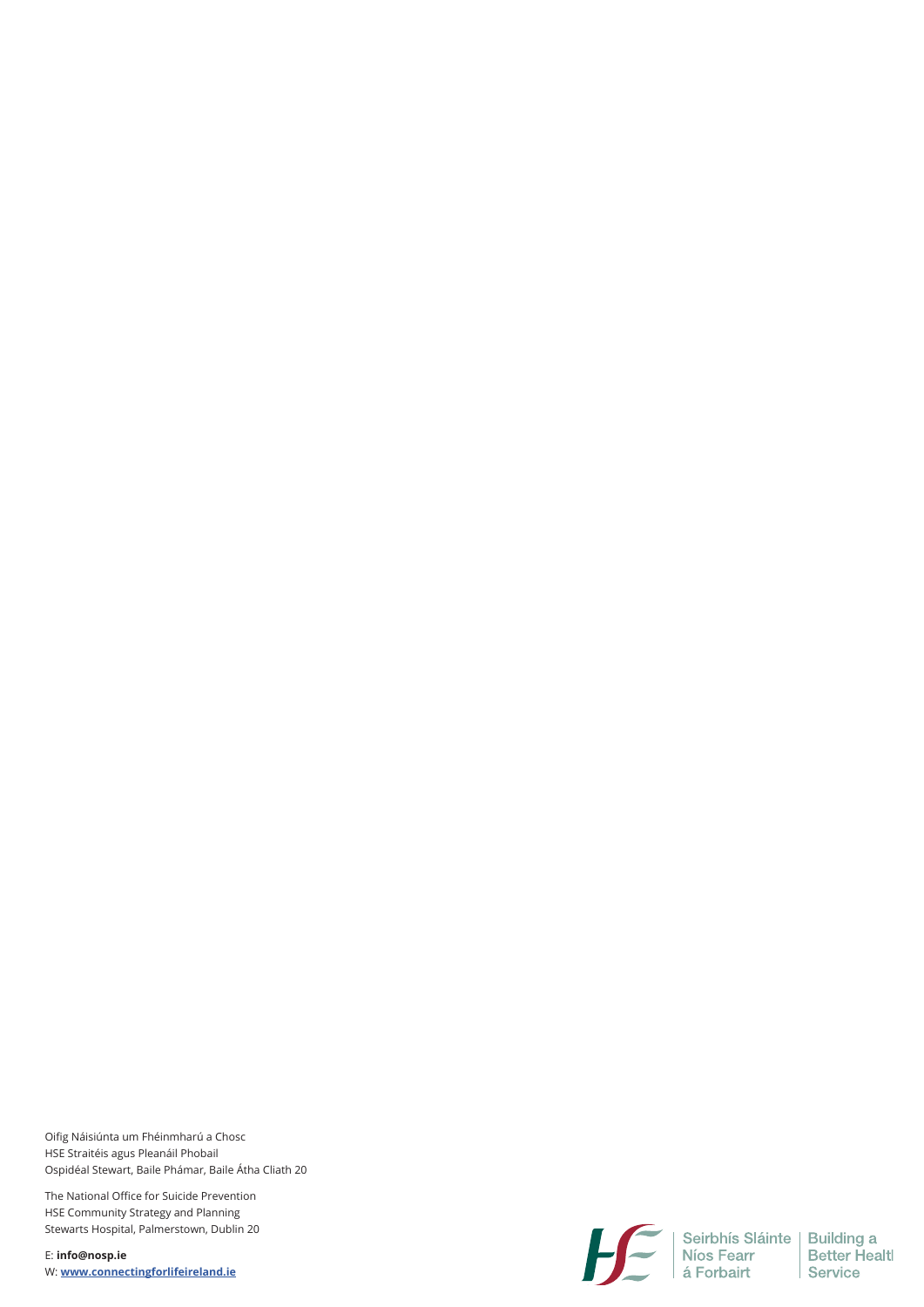Oifig Náisiúnta um Fhéinmharú a Chosc
HSE Straitéis agus Pleanáil Phobail
Ospidéal Stewart, Baile Phámar, Baile Átha Cliath 20

The National Office for Suicide Prevention
HSE Community Strategy and Planning
Stewarts Hospital, Palmerstown, Dublin 20

E: **info@nosp.ie**
W: **www.connectingforlifeireland.ie**

Seirbhís Sláinte Níos Fearr á Forbairt | Building a Better Health Service